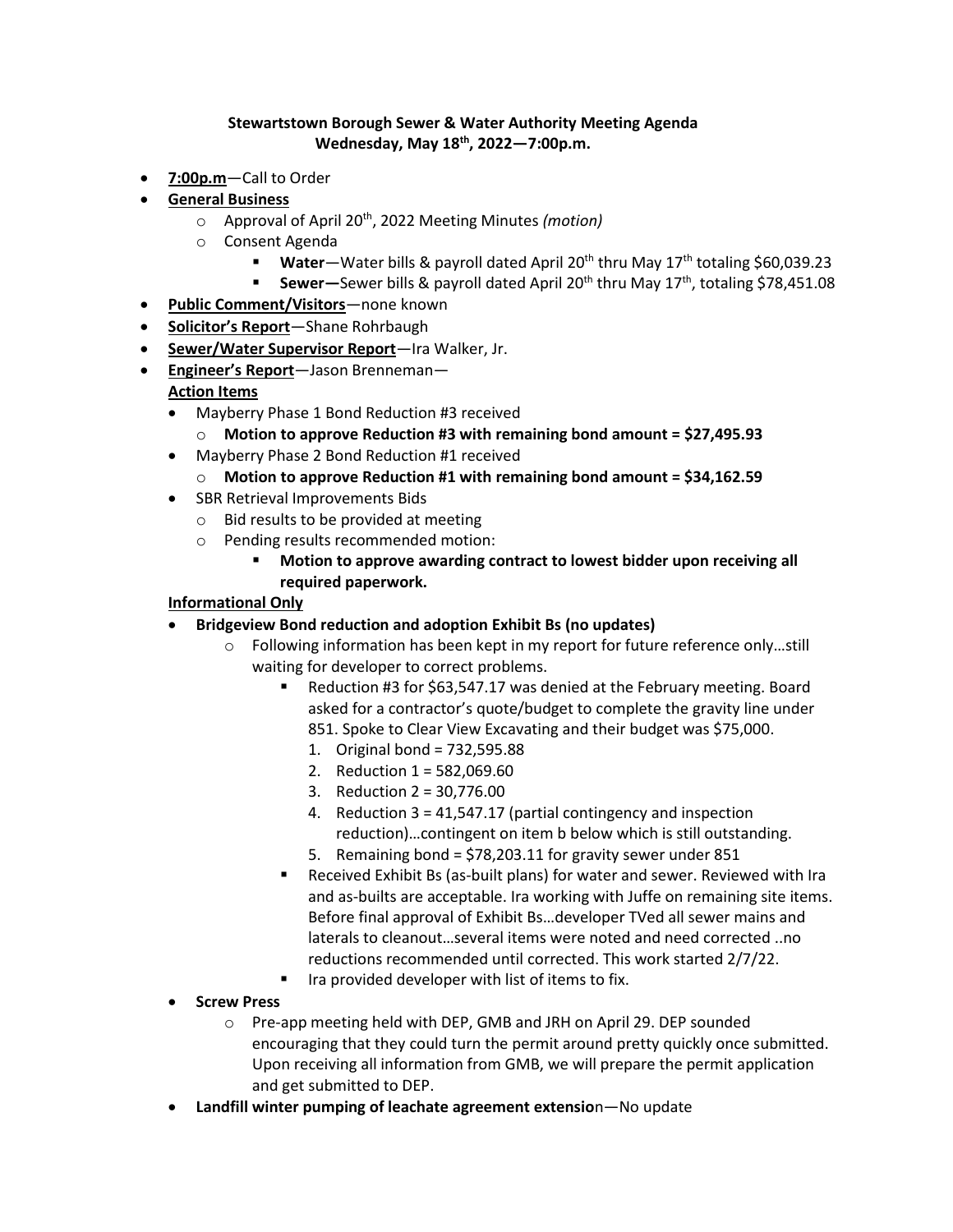**Stewartstown Borough Sewer & Water Authority Meeting Agenda**
**Wednesday, May 18th, 2022—7:00p.m.**

- **7:00p.m**—Call to Order
- **General Business**
  - Approval of April 20th, 2022 Meeting Minutes *(motion)*
  - Consent Agenda
    - **Water**—Water bills & payroll dated April 20th thru May 17th totaling $60,039.23
    - **Sewer—**Sewer bills & payroll dated April 20th thru May 17th, totaling $78,451.08
- **Public Comment/Visitors**—none known
- **Solicitor's Report**—Shane Rohrbaugh
- **Sewer/Water Supervisor Report**—Ira Walker, Jr.
- **Engineer's Report**—Jason Brenneman—

**Action Items**

- Mayberry Phase 1 Bond Reduction #3 received
  - **Motion to approve Reduction #3 with remaining bond amount = $27,495.93**
- Mayberry Phase 2 Bond Reduction #1 received
  - **Motion to approve Reduction #1 with remaining bond amount = $34,162.59**
- SBR Retrieval Improvements Bids
  - Bid results to be provided at meeting
  - Pending results recommended motion:
    - **Motion to approve awarding contract to lowest bidder upon receiving all required paperwork.**

**Informational Only**

- **Bridgeview Bond reduction and adoption Exhibit Bs (no updates)**
  - Following information has been kept in my report for future reference only…still waiting for developer to correct problems.
    - Reduction #3 for $63,547.17 was denied at the February meeting. Board asked for a contractor's quote/budget to complete the gravity line under 851. Spoke to Clear View Excavating and their budget was $75,000.
      1. Original bond = 732,595.88
      2. Reduction 1 = 582,069.60
      3. Reduction 2 = 30,776.00
      4. Reduction 3 = 41,547.17 (partial contingency and inspection reduction)…contingent on item b below which is still outstanding.
      5. Remaining bond = $78,203.11 for gravity sewer under 851
    - Received Exhibit Bs (as-built plans) for water and sewer. Reviewed with Ira and as-builts are acceptable. Ira working with Juffe on remaining site items. Before final approval of Exhibit Bs…developer TVed all sewer mains and laterals to cleanout…several items were noted and need corrected ..no reductions recommended until corrected. This work started 2/7/22.
    - Ira provided developer with list of items to fix.
- **Screw Press**
  - Pre-app meeting held with DEP, GMB and JRH on April 29. DEP sounded encouraging that they could turn the permit around pretty quickly once submitted. Upon receiving all information from GMB, we will prepare the permit application and get submitted to DEP.
- **Landfill winter pumping of leachate agreement extensio**n—No update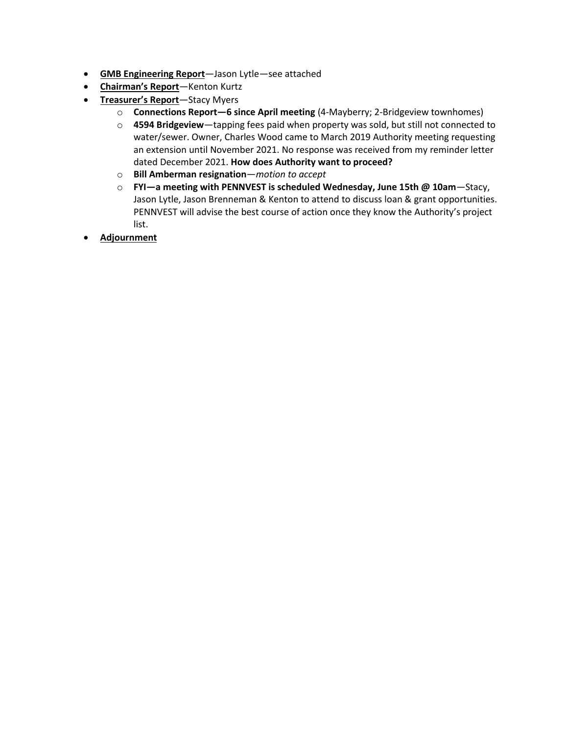- **GMB Engineering Report**—Jason Lytle—see attached
- **Chairman's Report**—Kenton Kurtz
- **Treasurer's Report**—Stacy Myers
    - **Connections Report—6 since April meeting** (4-Mayberry; 2-Bridgeview townhomes)
    - **4594 Bridgeview**—tapping fees paid when property was sold, but still not connected to water/sewer. Owner, Charles Wood came to March 2019 Authority meeting requesting an extension until November 2021. No response was received from my reminder letter dated December 2021. **How does Authority want to proceed?**
    - **Bill Amberman resignation**—*motion to accept*
    - **FYI—a meeting with PENNVEST is scheduled Wednesday, June 15th @ 10am**—Stacy, Jason Lytle, Jason Brenneman & Kenton to attend to discuss loan & grant opportunities. PENNVEST will advise the best course of action once they know the Authority's project list.
- **Adjournment**